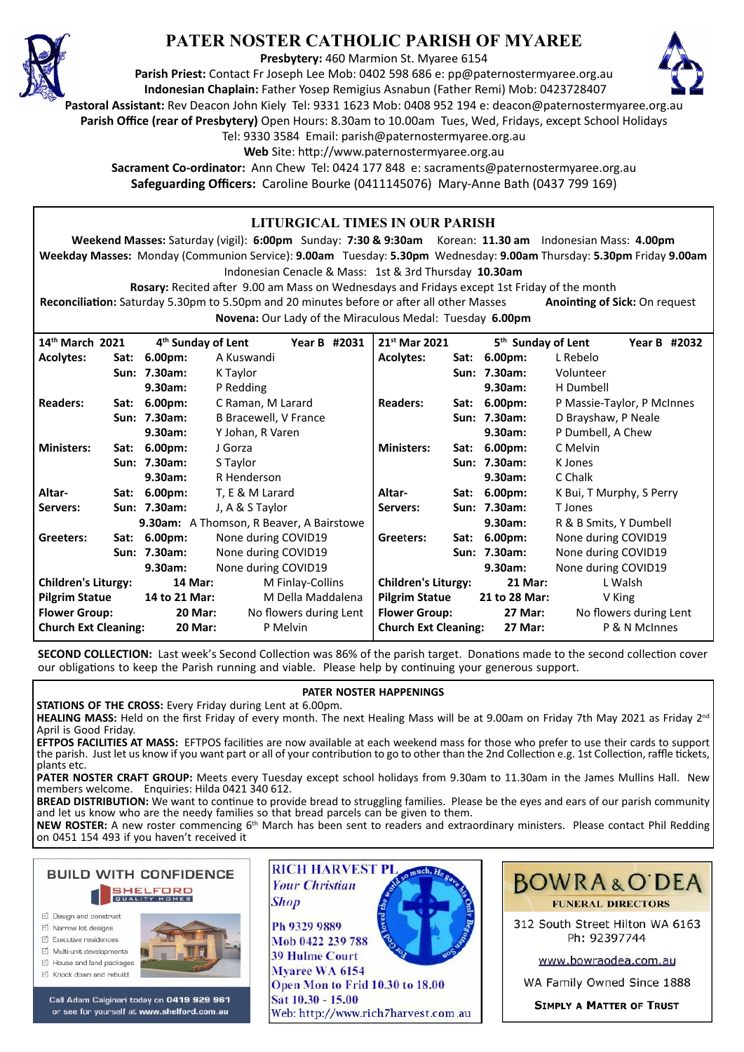# PATER NOSTER CATHOLIC PARISH OF MYAREE

**Presbytery:** 460 Marmion St. Myaree 6154
**Parish Priest:** Contact Fr Joseph Lee Mob: 0402 598 686 e: pp@paternostermyaree.org.au
**Indonesian Chaplain:** Father Yosep Remigius Asnabun (Father Remi) Mob: 0423728407
**Pastoral Assistant:** Rev Deacon John Kiely Tel: 9331 1623 Mob: 0408 952 194 e: deacon@paternostermyaree.org.au
**Parish Office (rear of Presbytery)** Open Hours: 8.30am to 10.00am Tues, Wed, Fridays, except School Holidays
Tel: 9330 3584 Email: parish@paternostermyaree.org.au
**Web** Site: http://www.paternostermyaree.org.au
**Sacrament Co-ordinator:** Ann Chew Tel: 0424 177 848 e: sacraments@paternostermyaree.org.au
**Safeguarding Officers:** Caroline Bourke (0411145076) Mary-Anne Bath (0437 799 169)

## LITURGICAL TIMES IN OUR PARISH

**Weekend Masses:** Saturday (vigil): **6:00pm** Sunday: **7:30 & 9:30am** Korean: **11.30 am** Indonesian Mass: **4.00pm**
**Weekday Masses:** Monday (Communion Service): **9.00am** Tuesday: **5.30pm** Wednesday: **9.00am** Thursday: **5.30pm** Friday **9.00am**
Indonesian Cenacle & Mass: 1st & 3rd Thursday **10.30am**
**Rosary:** Recited after 9.00 am Mass on Wednesdays and Fridays except 1st Friday of the month
**Reconciliation:** Saturday 5.30pm to 5.50pm and 20 minutes before or after all other Masses **Anointing of Sick:** On request
**Novena:** Our Lady of the Miraculous Medal: Tuesday **6.00pm**

| 14th March 2021 | | 4th Sunday of Lent | Year B #2031 |
|---|---|---|---|
| **Acolytes:** | **Sat: 6.00pm:** | A Kuswandi | |
| | **Sun: 7.30am:** | K Taylor | |
| | **9.30am:** | P Redding | |
| **Readers:** | **Sat: 6.00pm:** | C Raman, M Larard | |
| | **Sun: 7.30am:** | B Bracewell, V France | |
| | **9.30am:** | Y Johan, R Varen | |
| **Ministers:** | **Sat: 6.00pm:** | J Gorza | |
| | **Sun: 7.30am:** | S Taylor | |
| | **9.30am:** | R Henderson | |
| **Altar-Servers:** | **Sat: 6.00pm:** | T, E & M Larard | |
| | **Sun: 7.30am:** | J, A & S Taylor | |
| | **9.30am:** | A Thomson, R Beaver, A Bairstowe | |
| **Greeters:** | **Sat: 6.00pm:** | None during COVID19 | |
| | **Sun: 7.30am:** | None during COVID19 | |
| | **9.30am:** | None during COVID19 | |
| **Children's Liturgy:** | **14 Mar:** | M Finlay-Collins | |
| **Pilgrim Statue** | **14 to 21 Mar:** | M Della Maddalena | |
| **Flower Group:** | **20 Mar:** | No flowers during Lent | |
| **Church Ext Cleaning:** | **20 Mar:** | P Melvin | |

| 21st Mar 2021 | | 5th Sunday of Lent | Year B #2032 |
|---|---|---|---|
| **Acolytes:** | **Sat: 6.00pm:** | L Rebelo | |
| | **Sun: 7.30am:** | Volunteer | |
| | **9.30am:** | H Dumbell | |
| **Readers:** | **Sat: 6.00pm:** | P Massie-Taylor, P McInnes | |
| | **Sun: 7.30am:** | D Brayshaw, P Neale | |
| | **9.30am:** | P Dumbell, A Chew | |
| **Ministers:** | **Sat: 6.00pm:** | C Melvin | |
| | **Sun: 7.30am:** | K Jones | |
| | **9.30am:** | C Chalk | |
| **Altar-Servers:** | **Sat: 6.00pm:** | K Bui, T Murphy, S Perry | |
| | **Sun: 7.30am:** | T Jones | |
| | **9.30am:** | R & B Smits, Y Dumbell | |
| **Greeters:** | **Sat: 6.00pm:** | None during COVID19 | |
| | **Sun: 7.30am:** | None during COVID19 | |
| | **9.30am:** | None during COVID19 | |
| **Children's Liturgy:** | **21 Mar:** | L Walsh | |
| **Pilgrim Statue** | **21 to 28 Mar:** | V King | |
| **Flower Group:** | **27 Mar:** | No flowers during Lent | |
| **Church Ext Cleaning:** | **27 Mar:** | P & N McInnes | |

**SECOND COLLECTION:** Last week's Second Collection was 86% of the parish target. Donations made to the second collection cover our obligations to keep the Parish running and viable. Please help by continuing your generous support.

## PATER NOSTER HAPPENINGS

**STATIONS OF THE CROSS:** Every Friday during Lent at 6.00pm.
**HEALING MASS:** Held on the first Friday of every month. The next Healing Mass will be at 9.00am on Friday 7th May 2021 as Friday 2nd April is Good Friday.
**EFTPOS FACILITIES AT MASS:** EFTPOS facilities are now available at each weekend mass for those who prefer to use their cards to support the parish. Just let us know if you want part or all of your contribution to go to other than the 2nd Collection e.g. 1st Collection, raffle tickets, plants etc.
**PATER NOSTER CRAFT GROUP:** Meets every Tuesday except school holidays from 9.30am to 11.30am in the James Mullins Hall. New members welcome. Enquiries: Hilda 0421 340 612.
**BREAD DISTRIBUTION:** We want to continue to provide bread to struggling families. Please be the eyes and ears of our parish community and let us know who are the needy families so that bread parcels can be given to them.
**NEW ROSTER:** A new roster commencing 6th March has been sent to readers and extraordinary ministers. Please contact Phil Redding on 0451 154 493 if you haven't received it

**BUILD WITH CONFIDENCE**
SHELFORD QUALITY HOMES
- Design and construct
- Narrow lot designs
- Executive residences
- Multi-unit developments
- House and land packages
- Knock down and rebuild

Call Adam Calginari today on 0419 929 961 or see for yourself at www.shelford.com.au

**RICH HARVEST PL**
*Your Christian Shop*
Ph 9329 9889
Mob 0422 239 788
39 Hulme Court
Myaree WA 6154
Open Mon to Frid 10.30 to 18.00
Sat 10.30 - 15.00
Web: http://www.rich7harvest.com.au

**BOWRA & O'DEA**
FUNERAL DIRECTORS
312 South Street Hilton WA 6163
Ph: 92397744
www.bowraodea.com.au
WA Family Owned Since 1888
SIMPLY A MATTER OF TRUST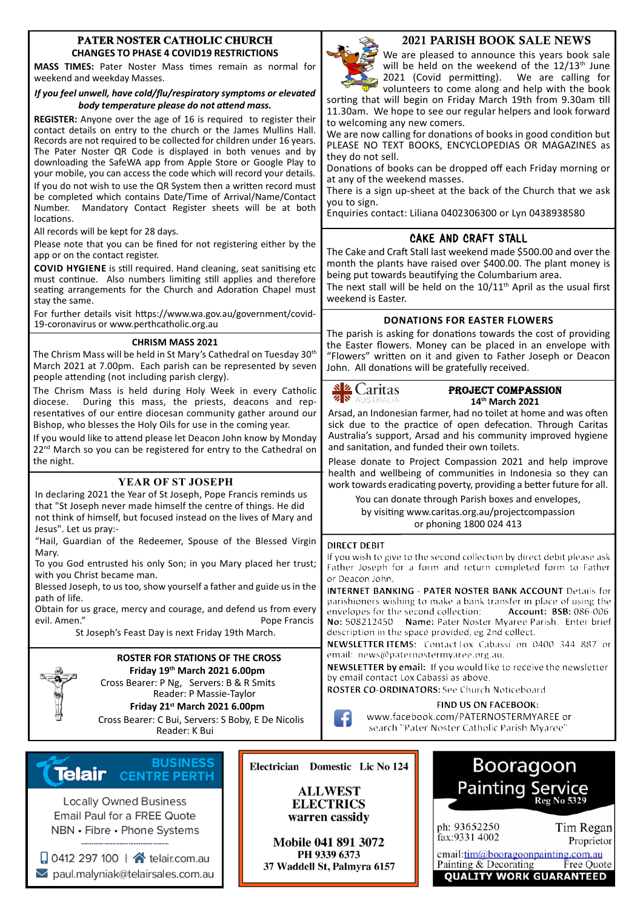## PATER NOSTER CATHOLIC CHURCH

### CHANGES TO PHASE 4 COVID19 RESTRICTIONS

**MASS TIMES:** Pater Noster Mass times remain as normal for weekend and weekday Masses.

***If you feel unwell, have cold/flu/respiratory symptoms or elevated body temperature please do not attend mass.***

**REGISTER:** Anyone over the age of 16 is required to register their contact details on entry to the church or the James Mullins Hall. Records are not required to be collected for children under 16 years. The Pater Noster QR Code is displayed in both venues and by downloading the SafeWA app from Apple Store or Google Play to your mobile, you can access the code which will record your details. If you do not wish to use the QR System then a written record must be completed which contains Date/Time of Arrival/Name/Contact Number. Mandatory Contact Register sheets will be at both locations.

All records will be kept for 28 days.

Please note that you can be fined for not registering either by the app or on the contact register.

**COVID HYGIENE** is still required. Hand cleaning, seat sanitising etc must continue. Also numbers limiting still applies and therefore seating arrangements for the Church and Adoration Chapel must stay the same.

For further details visit https://www.wa.gov.au/government/covid-19-coronavirus or www.perthcatholic.org.au

### CHRISM MASS 2021

The Chrism Mass will be held in St Mary's Cathedral on Tuesday 30th March 2021 at 7.00pm. Each parish can be represented by seven people attending (not including parish clergy).

The Chrism Mass is held during Holy Week in every Catholic diocese. During this mass, the priests, deacons and representatives of our entire diocesan community gather around our Bishop, who blesses the Holy Oils for use in the coming year.

If you would like to attend please let Deacon John know by Monday 22nd March so you can be registered for entry to the Cathedral on the night.

### YEAR OF ST JOSEPH

In declaring 2021 the Year of St Joseph, Pope Francis reminds us that "St Joseph never made himself the centre of things. He did not think of himself, but focused instead on the lives of Mary and Jesus". Let us pray:-

"Hail, Guardian of the Redeemer, Spouse of the Blessed Virgin Mary.

To you God entrusted his only Son; in you Mary placed her trust; with you Christ became man.

Blessed Joseph, to us too, show yourself a father and guide us in the path of life.

Obtain for us grace, mercy and courage, and defend us from every evil. Amen." Pope Francis

St Joseph's Feast Day is next Friday 19th March.

### ROSTER FOR STATIONS OF THE CROSS

**Friday 19th March 2021 6.00pm**

Cross Bearer: P Ng, Servers: B & R Smits

Reader: P Massie-Taylor

**Friday 21st March 2021 6.00pm**

Cross Bearer: C Bui, Servers: S Boby, E De Nicolis

Reader: K Bui

## 2021 PARISH BOOK SALE NEWS

We are pleased to announce this years book sale will be held on the weekend of the 12/13th June 2021 (Covid permitting). We are calling for volunteers to come along and help with the book sorting that will begin on Friday March 19th from 9.30am till 11.30am. We hope to see our regular helpers and look forward to welcoming any new comers.

We are now calling for donations of books in good condition but PLEASE NO TEXT BOOKS, ENCYCLOPEDIAS OR MAGAZINES as they do not sell.

Donations of books can be dropped off each Friday morning or at any of the weekend masses.

There is a sign up-sheet at the back of the Church that we ask you to sign.

Enquiries contact: Liliana 0402306300 or Lyn 0438938580

### CAKE AND CRAFT STALL

The Cake and Craft Stall last weekend made $500.00 and over the month the plants have raised over $400.00. The plant money is being put towards beautifying the Columbarium area.

The next stall will be held on the 10/11th April as the usual first weekend is Easter.

### DONATIONS FOR EASTER FLOWERS

The parish is asking for donations towards the cost of providing the Easter flowers. Money can be placed in an envelope with "Flowers" written on it and given to Father Joseph or Deacon John. All donations will be gratefully received.

### PROJECT COMPASSION

Caritas AUSTRALIA

**14th March 2021**

Arsad, an Indonesian farmer, had no toilet at home and was often sick due to the practice of open defecation. Through Caritas Australia's support, Arsad and his community improved hygiene and sanitation, and funded their own toilets.

Please donate to Project Compassion 2021 and help improve health and wellbeing of communities in Indonesia so they can work towards eradicating poverty, providing a better future for all.

You can donate through Parish boxes and envelopes, by visiting www.caritas.org.au/projectcompassion or phoning 1800 024 413

**DIRECT DEBIT**

If you wish to give to the second collection by direct debit please ask Father Joseph for a form and return completed form to Father or Deacon John.

**INTERNET BANKING - PATER NOSTER BANK ACCOUNT** Details for parishioners wishing to make a bank transfer in place of using the envelopes for the second collection: **Account: BSB:** 086-006 **No:** 508212450 **Name:** Pater Noster Myaree Parish. Enter brief description in the space provided, eg 2nd collect.

**NEWSLETTER ITEMS:** Contact Lox Cabassi on 0400 344 887 or email: news@paternostermyaree.org.au.

**NEWSLETTER by email:** If you would like to receive the newsletter by email contact Lox Cabassi as above.

**ROSTER CO-ORDINATORS:** See Church Noticeboard

**FIND US ON FACEBOOK:**

www.facebook.com/PATERNOSTERMYAREE or search "Pater Noster Catholic Parish Myaree"

---

**Telair BUSINESS CENTRE PERTH**

Locally Owned Business

Email Paul for a FREE Quote

NBN • Fibre • Phone Systems

0412 297 100 | telair.com.au

paul.malyniak@telairsales.com.au

---

**Electrician Domestic Lic No 124**

**ALLWEST ELECTRICS**

**warren cassidy**

**Mobile 041 891 3072**

**PH 9339 6373**

**37 Waddell St, Palmyra 6157**

---

**Booragoon Painting Service**

**Reg No 5329**

ph: 93652250

fax:9331 4002

Tim Regan

Proprietor

email: tim@booragoonpainting.com.au

Painting & Decorating Free Quote

**QUALITY WORK GUARANTEED**